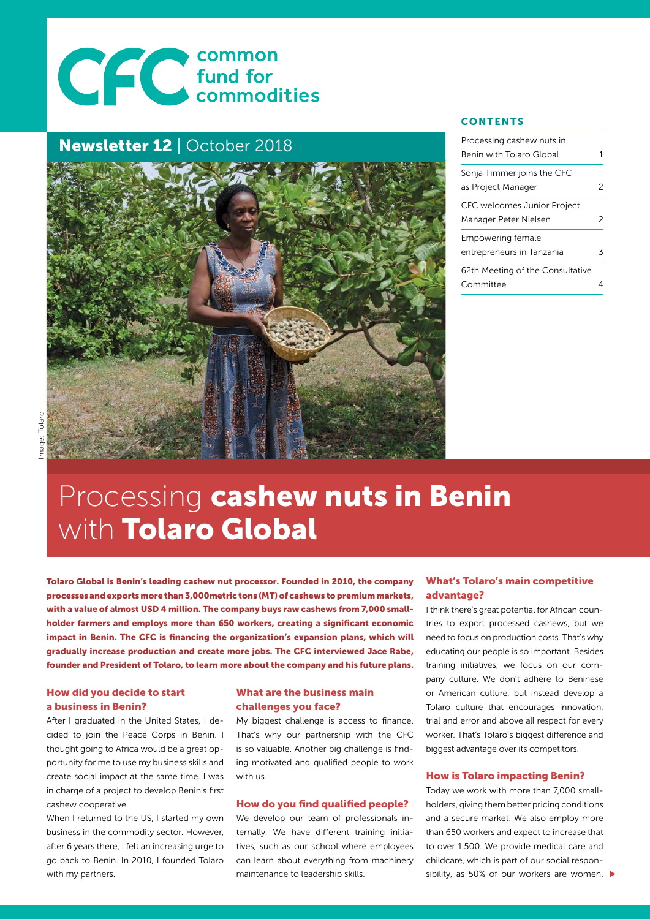# common fund for commodities

## Newsletter 12 | October 2018

Image: Tolaro

### CONTENTS

| | |
|---|---|
| Processing cashew nuts in Benin with Tolaro Global | 1 |
| Sonja Timmer joins the CFC as Project Manager | 2 |
| CFC welcomes Junior Project Manager Peter Nielsen | 2 |
| Empowering female entrepreneurs in Tanzania | 3 |
| 62th Meeting of the Consultative Committee | 4 |

# Processing **cashew nuts in Benin** with **Tolaro Global**

**Tolaro Global is Benin's leading cashew nut processor. Founded in 2010, the company processes and exports more than 3,000metric tons (MT) of cashews to premium markets, with a value of almost USD 4 million. The company buys raw cashews from 7,000 smallholder farmers and employs more than 650 workers, creating a significant economic impact in Benin. The CFC is financing the organization's expansion plans, which will gradually increase production and create more jobs. The CFC interviewed Jace Rabe, founder and President of Tolaro, to learn more about the company and his future plans.**

### How did you decide to start a business in Benin?

After I graduated in the United States, I decided to join the Peace Corps in Benin. I thought going to Africa would be a great opportunity for me to use my business skills and create social impact at the same time. I was in charge of a project to develop Benin's first cashew cooperative.

When I returned to the US, I started my own business in the commodity sector. However, after 6 years there, I felt an increasing urge to go back to Benin. In 2010, I founded Tolaro with my partners.

### What are the business main challenges you face?

My biggest challenge is access to finance. That's why our partnership with the CFC is so valuable. Another big challenge is finding motivated and qualified people to work with us.

### How do you find qualified people?

We develop our team of professionals internally. We have different training initiatives, such as our school where employees can learn about everything from machinery maintenance to leadership skills.

### What's Tolaro's main competitive advantage?

I think there's great potential for African countries to export processed cashews, but we need to focus on production costs. That's why educating our people is so important. Besides training initiatives, we focus on our company culture. We don't adhere to Beninese or American culture, but instead develop a Tolaro culture that encourages innovation, trial and error and above all respect for every worker. That's Tolaro's biggest difference and biggest advantage over its competitors.

### How is Tolaro impacting Benin?

Today we work with more than 7,000 smallholders, giving them better pricing conditions and a secure market. We also employ more than 650 workers and expect to increase that to over 1,500. We provide medical care and childcare, which is part of our social responsibility, as 50% of our workers are women.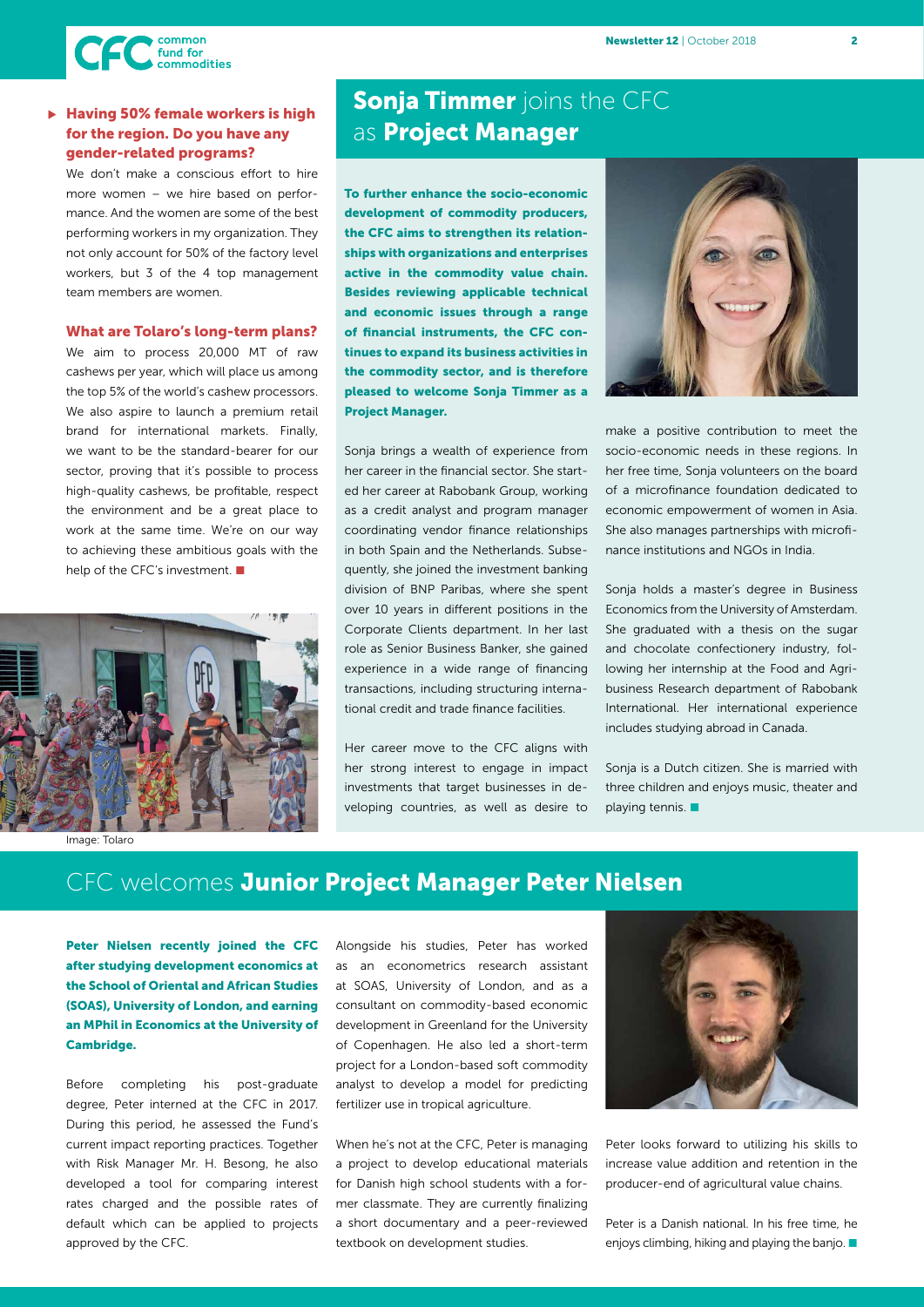### Having 50% female workers is high for the region. Do you have any gender-related programs?

We don't make a conscious effort to hire more women – we hire based on performance. And the women are some of the best performing workers in my organization. They not only account for 50% of the factory level workers, but 3 of the 4 top management team members are women.

### What are Tolaro's long-term plans?

We aim to process 20,000 MT of raw cashews per year, which will place us among the top 5% of the world's cashew processors. We also aspire to launch a premium retail brand for international markets. Finally, we want to be the standard-bearer for our sector, proving that it's possible to process high-quality cashews, be profitable, respect the environment and be a great place to work at the same time. We're on our way to achieving these ambitious goals with the help of the CFC's investment.

Image: Tolaro

## Sonja Timmer joins the CFC as Project Manager

**To further enhance the socio-economic development of commodity producers, the CFC aims to strengthen its relationships with organizations and enterprises active in the commodity value chain. Besides reviewing applicable technical and economic issues through a range of financial instruments, the CFC continues to expand its business activities in the commodity sector, and is therefore pleased to welcome Sonja Timmer as a Project Manager.**

Sonja brings a wealth of experience from her career in the financial sector. She started her career at Rabobank Group, working as a credit analyst and program manager coordinating vendor finance relationships in both Spain and the Netherlands. Subsequently, she joined the investment banking division of BNP Paribas, where she spent over 10 years in different positions in the Corporate Clients department. In her last role as Senior Business Banker, she gained experience in a wide range of financing transactions, including structuring international credit and trade finance facilities.

Her career move to the CFC aligns with her strong interest to engage in impact investments that target businesses in developing countries, as well as desire to make a positive contribution to meet the socio-economic needs in these regions. In her free time, Sonja volunteers on the board of a microfinance foundation dedicated to economic empowerment of women in Asia. She also manages partnerships with microfinance institutions and NGOs in India.

Sonja holds a master's degree in Business Economics from the University of Amsterdam. She graduated with a thesis on the sugar and chocolate confectionery industry, following her internship at the Food and Agribusiness Research department of Rabobank International. Her international experience includes studying abroad in Canada.

Sonja is a Dutch citizen. She is married with three children and enjoys music, theater and playing tennis.

## CFC welcomes Junior Project Manager Peter Nielsen

**Peter Nielsen recently joined the CFC after studying development economics at the School of Oriental and African Studies (SOAS), University of London, and earning an MPhil in Economics at the University of Cambridge.**

Before completing his post-graduate degree, Peter interned at the CFC in 2017. During this period, he assessed the Fund's current impact reporting practices. Together with Risk Manager Mr. H. Besong, he also developed a tool for comparing interest rates charged and the possible rates of default which can be applied to projects approved by the CFC.

Alongside his studies, Peter has worked as an econometrics research assistant at SOAS, University of London, and as a consultant on commodity-based economic development in Greenland for the University of Copenhagen. He also led a short-term project for a London-based soft commodity analyst to develop a model for predicting fertilizer use in tropical agriculture.

When he's not at the CFC, Peter is managing a project to develop educational materials for Danish high school students with a former classmate. They are currently finalizing a short documentary and a peer-reviewed textbook on development studies.

Peter looks forward to utilizing his skills to increase value addition and retention in the producer-end of agricultural value chains.

Peter is a Danish national. In his free time, he enjoys climbing, hiking and playing the banjo.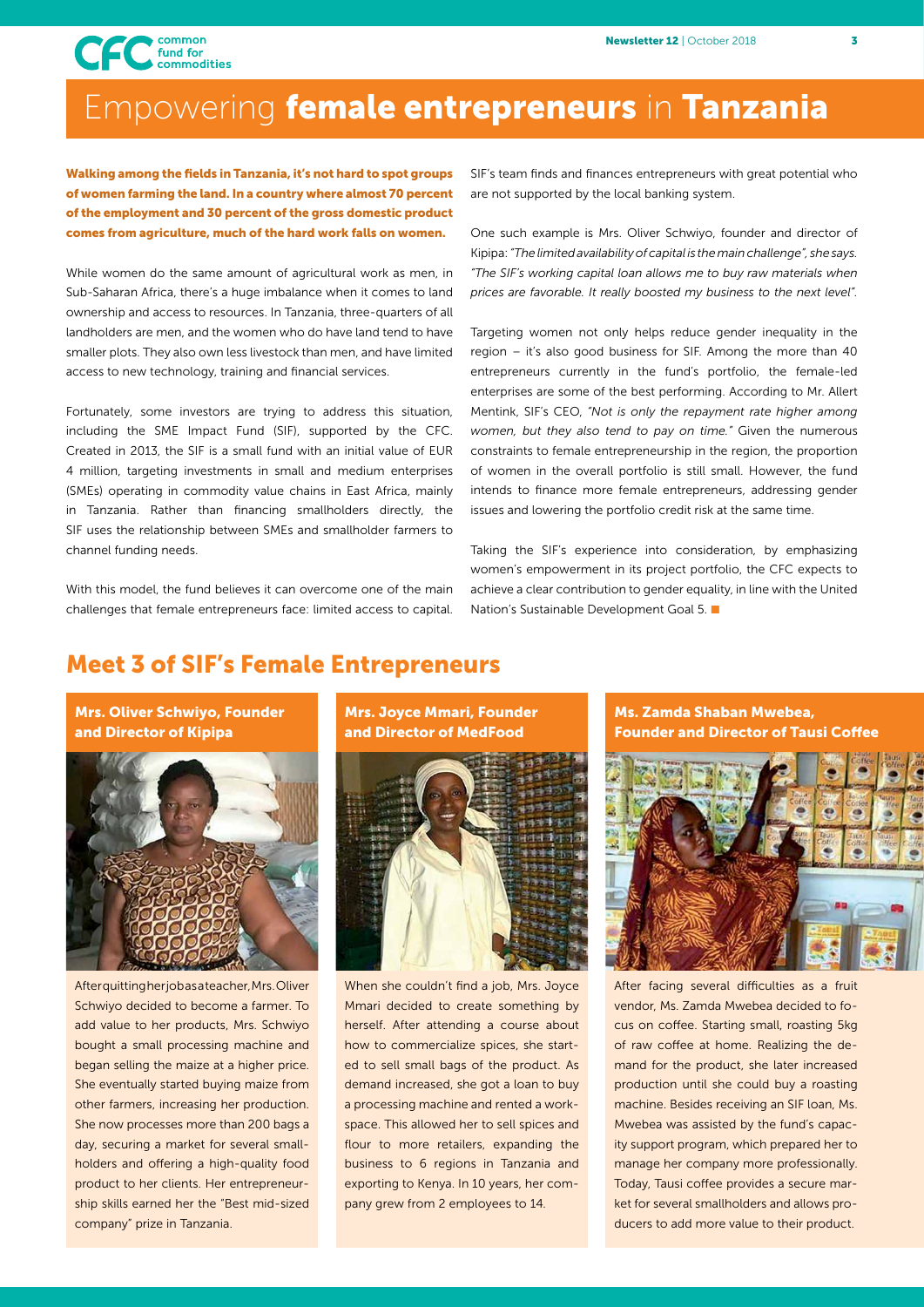# Empowering **female entrepreneurs** in **Tanzania**

**Walking among the fields in Tanzania, it's not hard to spot groups of women farming the land. In a country where almost 70 percent of the employment and 30 percent of the gross domestic product comes from agriculture, much of the hard work falls on women.**

While women do the same amount of agricultural work as men, in Sub-Saharan Africa, there's a huge imbalance when it comes to land ownership and access to resources. In Tanzania, three-quarters of all landholders are men, and the women who do have land tend to have smaller plots. They also own less livestock than men, and have limited access to new technology, training and financial services.

Fortunately, some investors are trying to address this situation, including the SME Impact Fund (SIF), supported by the CFC. Created in 2013, the SIF is a small fund with an initial value of EUR 4 million, targeting investments in small and medium enterprises (SMEs) operating in commodity value chains in East Africa, mainly in Tanzania. Rather than financing smallholders directly, the SIF uses the relationship between SMEs and smallholder farmers to channel funding needs.

With this model, the fund believes it can overcome one of the main challenges that female entrepreneurs face: limited access to capital. SIF's team finds and finances entrepreneurs with great potential who are not supported by the local banking system.

One such example is Mrs. Oliver Schwiyo, founder and director of Kipipa: *"The limited availability of capital is the main challenge", she says. "The SIF's working capital loan allows me to buy raw materials when prices are favorable. It really boosted my business to the next level".*

Targeting women not only helps reduce gender inequality in the region – it's also good business for SIF. Among the more than 40 entrepreneurs currently in the fund's portfolio, the female-led enterprises are some of the best performing. According to Mr. Allert Mentink, SIF's CEO, *"Not is only the repayment rate higher among women, but they also tend to pay on time."* Given the numerous constraints to female entrepreneurship in the region, the proportion of women in the overall portfolio is still small. However, the fund intends to finance more female entrepreneurs, addressing gender issues and lowering the portfolio credit risk at the same time.

Taking the SIF's experience into consideration, by emphasizing women's empowerment in its project portfolio, the CFC expects to achieve a clear contribution to gender equality, in line with the United Nation's Sustainable Development Goal 5. ■

## Meet 3 of SIF's Female Entrepreneurs

### Mrs. Oliver Schwiyo, Founder and Director of Kipipa

After quitting her job as a teacher, Mrs. Oliver Schwiyo decided to become a farmer. To add value to her products, Mrs. Schwiyo bought a small processing machine and began selling the maize at a higher price. She eventually started buying maize from other farmers, increasing her production. She now processes more than 200 bags a day, securing a market for several smallholders and offering a high-quality food product to her clients. Her entrepreneurship skills earned her the "Best mid-sized company" prize in Tanzania.

### Mrs. Joyce Mmari, Founder and Director of MedFood

When she couldn't find a job, Mrs. Joyce Mmari decided to create something by herself. After attending a course about how to commercialize spices, she started to sell small bags of the product. As demand increased, she got a loan to buy a processing machine and rented a workspace. This allowed her to sell spices and flour to more retailers, expanding the business to 6 regions in Tanzania and exporting to Kenya. In 10 years, her company grew from 2 employees to 14.

### Ms. Zamda Shaban Mwebea, Founder and Director of Tausi Coffee

After facing several difficulties as a fruit vendor, Ms. Zamda Mwebea decided to focus on coffee. Starting small, roasting 5kg of raw coffee at home. Realizing the demand for the product, she later increased production until she could buy a roasting machine. Besides receiving an SIF loan, Ms. Mwebea was assisted by the fund's capacity support program, which prepared her to manage her company more professionally. Today, Tausi coffee provides a secure market for several smallholders and allows producers to add more value to their product.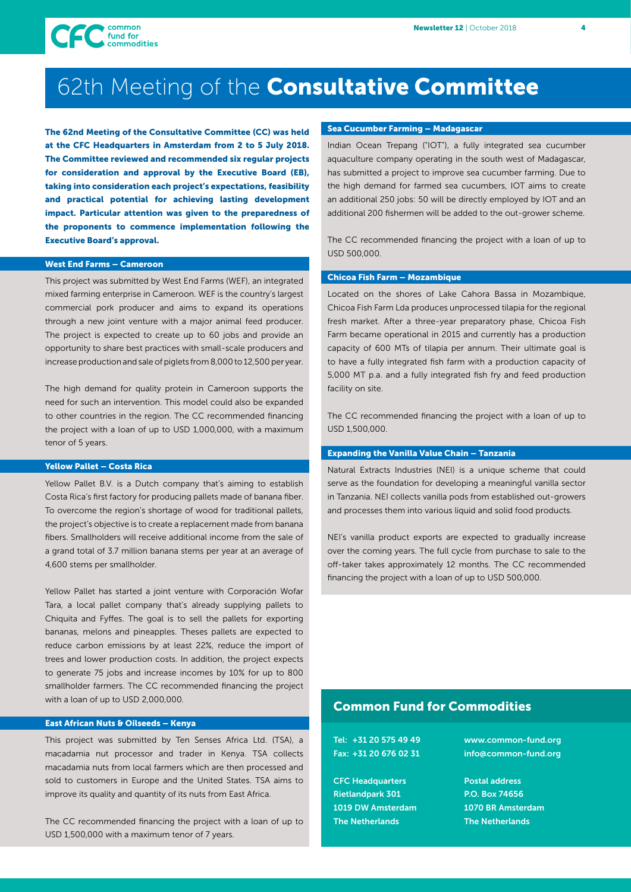# 62th Meeting of the **Consultative Committee**

**The 62nd Meeting of the Consultative Committee (CC) was held at the CFC Headquarters in Amsterdam from 2 to 5 July 2018. The Committee reviewed and recommended six regular projects for consideration and approval by the Executive Board (EB), taking into consideration each project's expectations, feasibility and practical potential for achieving lasting development impact. Particular attention was given to the preparedness of the proponents to commence implementation following the Executive Board's approval.**

### West End Farms – Cameroon

This project was submitted by West End Farms (WEF), an integrated mixed farming enterprise in Cameroon. WEF is the country's largest commercial pork producer and aims to expand its operations through a new joint venture with a major animal feed producer. The project is expected to create up to 60 jobs and provide an opportunity to share best practices with small-scale producers and increase production and sale of piglets from 8,000 to 12,500 per year.

The high demand for quality protein in Cameroon supports the need for such an intervention. This model could also be expanded to other countries in the region. The CC recommended financing the project with a loan of up to USD 1,000,000, with a maximum tenor of 5 years.

### Yellow Pallet – Costa Rica

Yellow Pallet B.V. is a Dutch company that's aiming to establish Costa Rica's first factory for producing pallets made of banana fiber. To overcome the region's shortage of wood for traditional pallets, the project's objective is to create a replacement made from banana fibers. Smallholders will receive additional income from the sale of a grand total of 3.7 million banana stems per year at an average of 4,600 stems per smallholder.

Yellow Pallet has started a joint venture with Corporación Wofar Tara, a local pallet company that's already supplying pallets to Chiquita and Fyffes. The goal is to sell the pallets for exporting bananas, melons and pineapples. Theses pallets are expected to reduce carbon emissions by at least 22%, reduce the import of trees and lower production costs. In addition, the project expects to generate 75 jobs and increase incomes by 10% for up to 800 smallholder farmers. The CC recommended financing the project with a loan of up to USD 2,000,000.

### East African Nuts & Oilseeds – Kenya

This project was submitted by Ten Senses Africa Ltd. (TSA), a macadamia nut processor and trader in Kenya. TSA collects macadamia nuts from local farmers which are then processed and sold to customers in Europe and the United States. TSA aims to improve its quality and quantity of its nuts from East Africa.

The CC recommended financing the project with a loan of up to USD 1,500,000 with a maximum tenor of 7 years.

### Sea Cucumber Farming – Madagascar

Indian Ocean Trepang ("IOT"), a fully integrated sea cucumber aquaculture company operating in the south west of Madagascar, has submitted a project to improve sea cucumber farming. Due to the high demand for farmed sea cucumbers, IOT aims to create an additional 250 jobs: 50 will be directly employed by IOT and an additional 200 fishermen will be added to the out-grower scheme.

The CC recommended financing the project with a loan of up to USD 500,000.

### Chicoa Fish Farm – Mozambique

Located on the shores of Lake Cahora Bassa in Mozambique, Chicoa Fish Farm Lda produces unprocessed tilapia for the regional fresh market. After a three-year preparatory phase, Chicoa Fish Farm became operational in 2015 and currently has a production capacity of 600 MTs of tilapia per annum. Their ultimate goal is to have a fully integrated fish farm with a production capacity of 5,000 MT p.a. and a fully integrated fish fry and feed production facility on site.

The CC recommended financing the project with a loan of up to USD 1,500,000.

### Expanding the Vanilla Value Chain – Tanzania

Natural Extracts Industries (NEI) is a unique scheme that could serve as the foundation for developing a meaningful vanilla sector in Tanzania. NEI collects vanilla pods from established out-growers and processes them into various liquid and solid food products.

NEI's vanilla product exports are expected to gradually increase over the coming years. The full cycle from purchase to sale to the off-taker takes approximately 12 months. The CC recommended financing the project with a loan of up to USD 500,000.

## Common Fund for Commodities

Tel: +31 20 575 49 49
Fax: +31 20 676 02 31

www.common-fund.org
info@common-fund.org

CFC Headquarters
Rietlandpark 301
1019 DW Amsterdam
The Netherlands

Postal address
P.O. Box 74656
1070 BR Amsterdam
The Netherlands